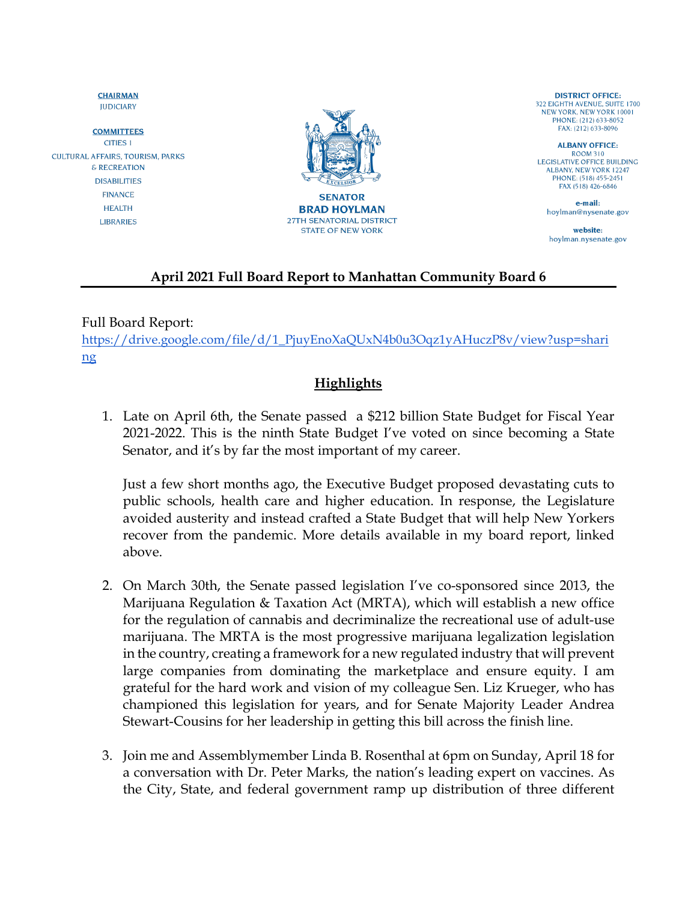**CHAIRMAN**
JUDICIARY

**COMMITTEES**
CITIES 1
CULTURAL AFFAIRS, TOURISM, PARKS & RECREATION
DISABILITIES
FINANCE
HEALTH
LIBRARIES

**SENATOR**
**BRAD HOYLMAN**
27TH SENATORIAL DISTRICT
STATE OF NEW YORK

**DISTRICT OFFICE:**
322 EIGHTH AVENUE, SUITE 1700
NEW YORK, NEW YORK 10001
PHONE: (212) 633-8052
FAX: (212) 633-8096

**ALBANY OFFICE:**
ROOM 310
LEGISLATIVE OFFICE BUILDING
ALBANY, NEW YORK 12247
PHONE: (518) 455-2451
FAX (518) 426-6846

**e-mail:**
hoylman@nysenate.gov

**website:**
hoylman.nysenate.gov

## April 2021 Full Board Report to Manhattan Community Board 6

Full Board Report:
https://drive.google.com/file/d/1_PjuyEnoXaQUxN4b0u3Oqz1yAHuczP8v/view?usp=sharing

## Highlights

1. Late on April 6th, the Senate passed a $212 billion State Budget for Fiscal Year 2021-2022. This is the ninth State Budget I've voted on since becoming a State Senator, and it's by far the most important of my career.

   Just a few short months ago, the Executive Budget proposed devastating cuts to public schools, health care and higher education. In response, the Legislature avoided austerity and instead crafted a State Budget that will help New Yorkers recover from the pandemic. More details available in my board report, linked above.

2. On March 30th, the Senate passed legislation I've co-sponsored since 2013, the Marijuana Regulation & Taxation Act (MRTA), which will establish a new office for the regulation of cannabis and decriminalize the recreational use of adult-use marijuana. The MRTA is the most progressive marijuana legalization legislation in the country, creating a framework for a new regulated industry that will prevent large companies from dominating the marketplace and ensure equity. I am grateful for the hard work and vision of my colleague Sen. Liz Krueger, who has championed this legislation for years, and for Senate Majority Leader Andrea Stewart-Cousins for her leadership in getting this bill across the finish line.

3. Join me and Assemblymember Linda B. Rosenthal at 6pm on Sunday, April 18 for a conversation with Dr. Peter Marks, the nation's leading expert on vaccines. As the City, State, and federal government ramp up distribution of three different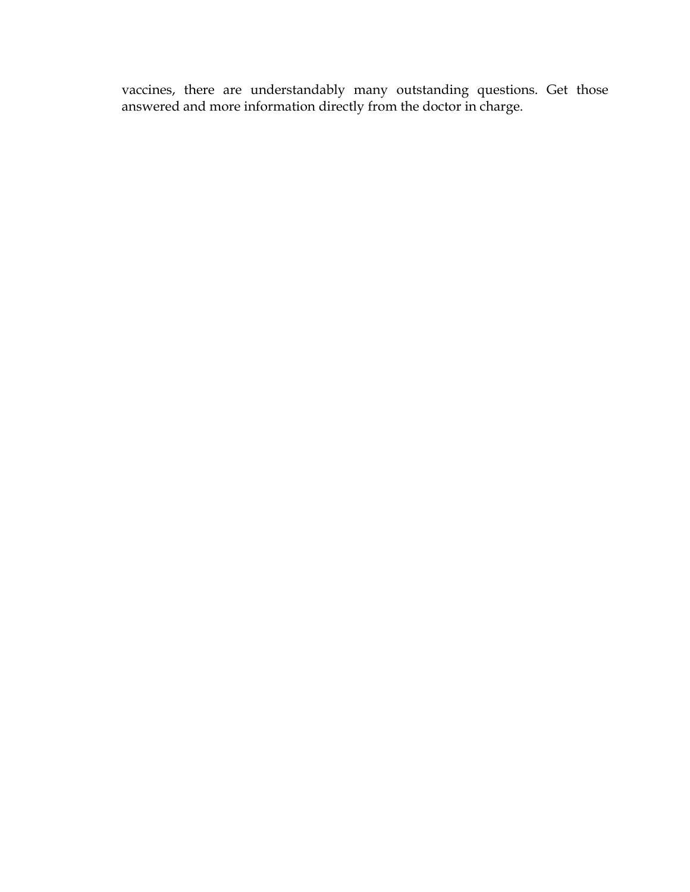vaccines, there are understandably many outstanding questions. Get those answered and more information directly from the doctor in charge.